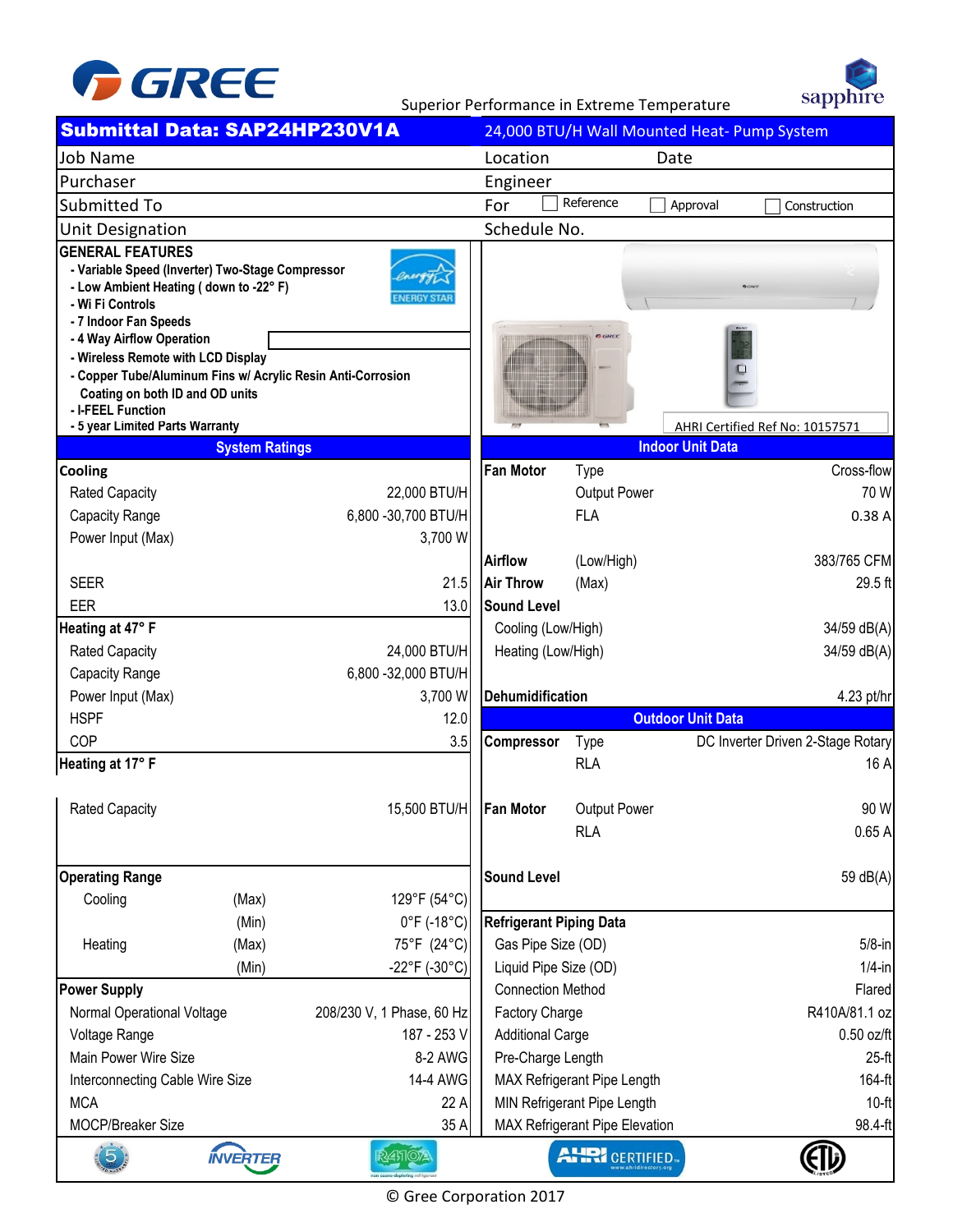GREE

Superior Performance in Extreme Temperature

sapphire

# Submittal Data: SAP24HP230V1A

24,000 BTU/H Wall Mounted Heat- Pump System

| | |
|---|---|
| Job Name | Location Date |
| Purchaser | Engineer |
| Submitted To | For ☐ Reference ☐ Approval ☐ Construction |
| Unit Designation | Schedule No. |

## GENERAL FEATURES

- Variable Speed (Inverter) Two-Stage Compressor
- Low Ambient Heating ( down to -22° F)
- Wi Fi Controls
- 7 Indoor Fan Speeds
- 4 Way Airflow Operation
- Wireless Remote with LCD Display
- Copper Tube/Aluminum Fins w/ Acrylic Resin Anti-Corrosion Coating on both ID and OD units
- I-FEEL Function
- 5 year Limited Parts Warranty

AHRI Certified Ref No: 10157571

## System Ratings

| | | |
|---|---|---|
| **Cooling** | | |
| Rated Capacity | | 22,000 BTU/H |
| Capacity Range | | 6,800 -30,700 BTU/H |
| Power Input (Max) | | 3,700 W |
| SEER | | 21.5 |
| EER | | 13.0 |
| **Heating at 47° F** | | |
| Rated Capacity | | 24,000 BTU/H |
| Capacity Range | | 6,800 -32,000 BTU/H |
| Power Input (Max) | | 3,700 W |
| HSPF | | 12.0 |
| COP | | 3.5 |
| **Heating at 17° F** | | |
| Rated Capacity | | 15,500 BTU/H |
| **Operating Range** | | |
| Cooling | (Max) | 129°F (54°C) |
| | (Min) | 0°F (-18°C) |
| Heating | (Max) | 75°F (24°C) |
| | (Min) | -22°F (-30°C) |
| **Power Supply** | | |
| Normal Operational Voltage | | 208/230 V, 1 Phase, 60 Hz |
| Voltage Range | | 187 - 253 V |
| Main Power Wire Size | | 8-2 AWG |
| Interconnecting Cable Wire Size | | 14-4 AWG |
| MCA | | 22 A |
| MOCP/Breaker Size | | 35 A |

## Indoor Unit Data

| | | |
|---|---|---|
| **Fan Motor** | Type | Cross-flow |
| | Output Power | 70 W |
| | FLA | 0.38 A |
| **Airflow** | (Low/High) | 383/765 CFM |
| **Air Throw** | (Max) | 29.5 ft |
| **Sound Level** | | |
| Cooling (Low/High) | | 34/59 dB(A) |
| Heating (Low/High) | | 34/59 dB(A) |
| **Dehumidification** | | 4.23 pt/hr |

## Outdoor Unit Data

| | | |
|---|---|---|
| **Compressor** | Type | DC Inverter Driven 2-Stage Rotary |
| | RLA | 16 A |
| **Fan Motor** | Output Power | 90 W |
| | RLA | 0.65 A |
| **Sound Level** | | 59 dB(A) |

## Refrigerant Piping Data

| | |
|---|---|
| Gas Pipe Size (OD) | 5/8-in |
| Liquid Pipe Size (OD) | 1/4-in |
| Connection Method | Flared |
| Factory Charge | R410A/81.1 oz |
| Additional Carge | 0.50 oz/ft |
| Pre-Charge Length | 25-ft |
| MAX Refrigerant Pipe Length | 164-ft |
| MIN Refrigerant Pipe Length | 10-ft |
| MAX Refrigerant Pipe Elevation | 98.4-ft |

© Gree Corporation 2017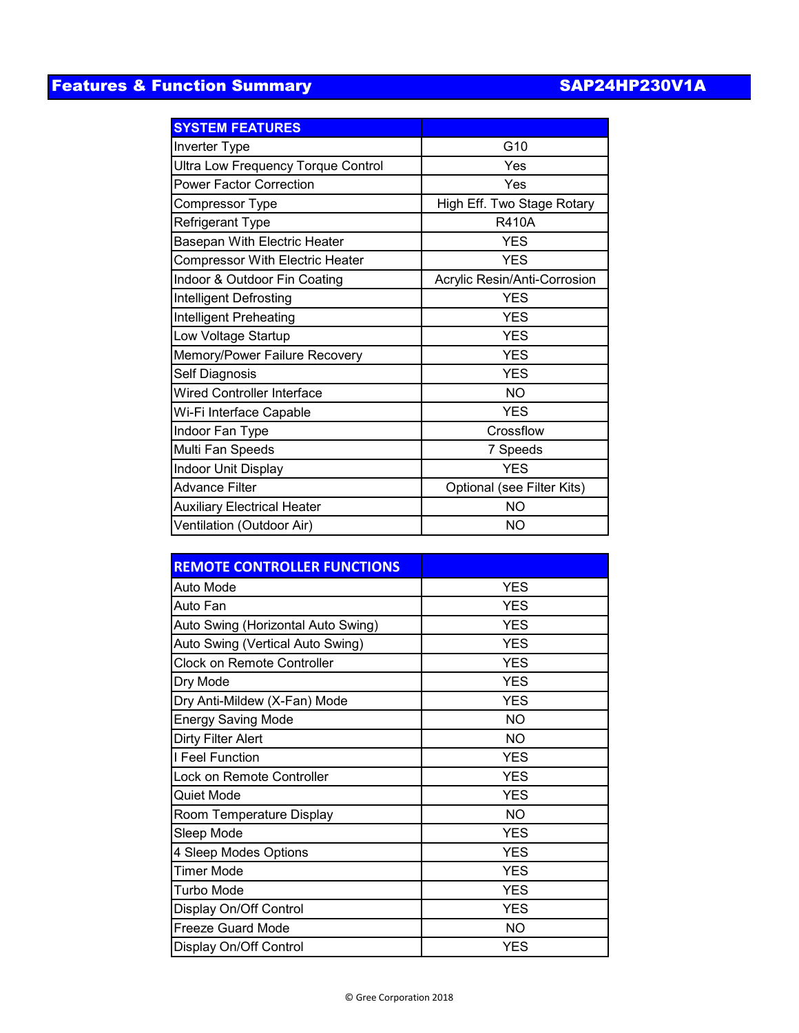## Features & Function Summary SAP24HP230V1A

| SYSTEM FEATURES | |
|---|---|
| Inverter Type | G10 |
| Ultra Low Frequency Torque Control | Yes |
| Power Factor Correction | Yes |
| Compressor Type | High Eff. Two Stage Rotary |
| Refrigerant Type | R410A |
| Basepan With Electric Heater | YES |
| Compressor With Electric Heater | YES |
| Indoor & Outdoor Fin Coating | Acrylic Resin/Anti-Corrosion |
| Intelligent Defrosting | YES |
| Intelligent Preheating | YES |
| Low Voltage Startup | YES |
| Memory/Power Failure Recovery | YES |
| Self Diagnosis | YES |
| Wired Controller Interface | NO |
| Wi-Fi Interface Capable | YES |
| Indoor Fan Type | Crossflow |
| Multi Fan Speeds | 7 Speeds |
| Indoor Unit Display | YES |
| Advance Filter | Optional (see Filter Kits) |
| Auxiliary Electrical Heater | NO |
| Ventilation (Outdoor Air) | NO |

| REMOTE CONTROLLER FUNCTIONS | |
|---|---|
| Auto Mode | YES |
| Auto Fan | YES |
| Auto Swing (Horizontal Auto Swing) | YES |
| Auto Swing (Vertical Auto Swing) | YES |
| Clock on Remote Controller | YES |
| Dry Mode | YES |
| Dry Anti-Mildew (X-Fan) Mode | YES |
| Energy Saving Mode | NO |
| Dirty Filter Alert | NO |
| I Feel Function | YES |
| Lock on Remote Controller | YES |
| Quiet Mode | YES |
| Room Temperature Display | NO |
| Sleep Mode | YES |
| 4 Sleep Modes Options | YES |
| Timer Mode | YES |
| Turbo Mode | YES |
| Display On/Off Control | YES |
| Freeze Guard Mode | NO |
| Display On/Off Control | YES |

© Gree Corporation 2018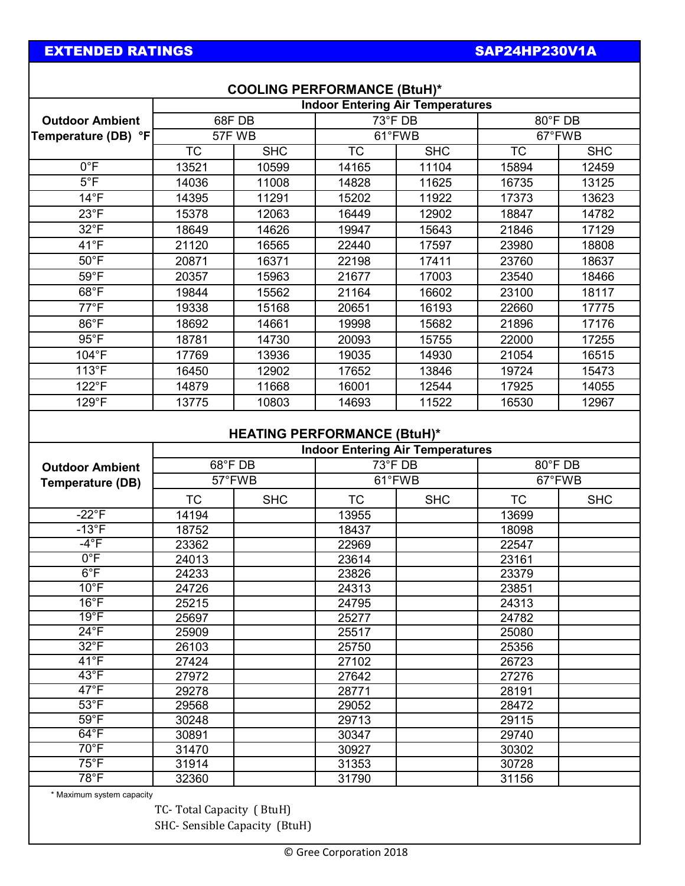## EXTENDED RATINGS — SAP24HP230V1A

### COOLING PERFORMANCE (BtuH)*

| Outdoor Ambient Temperature (DB) °F | Indoor Entering Air Temperatures | | | | | |
|---|---|---|---|---|---|---|
| | 68F DB | | 73°F DB | | 80°F DB | |
| | 57F WB | | 61°FWB | | 67°FWB | |
| | TC | SHC | TC | SHC | TC | SHC |
| 0°F | 13521 | 10599 | 14165 | 11104 | 15894 | 12459 |
| 5°F | 14036 | 11008 | 14828 | 11625 | 16735 | 13125 |
| 14°F | 14395 | 11291 | 15202 | 11922 | 17373 | 13623 |
| 23°F | 15378 | 12063 | 16449 | 12902 | 18847 | 14782 |
| 32°F | 18649 | 14626 | 19947 | 15643 | 21846 | 17129 |
| 41°F | 21120 | 16565 | 22440 | 17597 | 23980 | 18808 |
| 50°F | 20871 | 16371 | 22198 | 17411 | 23760 | 18637 |
| 59°F | 20357 | 15963 | 21677 | 17003 | 23540 | 18466 |
| 68°F | 19844 | 15562 | 21164 | 16602 | 23100 | 18117 |
| 77°F | 19338 | 15168 | 20651 | 16193 | 22660 | 17775 |
| 86°F | 18692 | 14661 | 19998 | 15682 | 21896 | 17176 |
| 95°F | 18781 | 14730 | 20093 | 15755 | 22000 | 17255 |
| 104°F | 17769 | 13936 | 19035 | 14930 | 21054 | 16515 |
| 113°F | 16450 | 12902 | 17652 | 13846 | 19724 | 15473 |
| 122°F | 14879 | 11668 | 16001 | 12544 | 17925 | 14055 |
| 129°F | 13775 | 10803 | 14693 | 11522 | 16530 | 12967 |

### HEATING PERFORMANCE (BtuH)*

| Outdoor Ambient Temperature (DB) | Indoor Entering Air Temperatures | | | | | |
|---|---|---|---|---|---|---|
| | 68°F DB | | 73°F DB | | 80°F DB | |
| | 57°FWB | | 61°FWB | | 67°FWB | |
| | TC | SHC | TC | SHC | TC | SHC |
| -22°F | 14194 | | 13955 | | 13699 | |
| -13°F | 18752 | | 18437 | | 18098 | |
| -4°F | 23362 | | 22969 | | 22547 | |
| 0°F | 24013 | | 23614 | | 23161 | |
| 6°F | 24233 | | 23826 | | 23379 | |
| 10°F | 24726 | | 24313 | | 23851 | |
| 16°F | 25215 | | 24795 | | 24313 | |
| 19°F | 25697 | | 25277 | | 24782 | |
| 24°F | 25909 | | 25517 | | 25080 | |
| 32°F | 26103 | | 25750 | | 25356 | |
| 41°F | 27424 | | 27102 | | 26723 | |
| 43°F | 27972 | | 27642 | | 27276 | |
| 47°F | 29278 | | 28771 | | 28191 | |
| 53°F | 29568 | | 29052 | | 28472 | |
| 59°F | 30248 | | 29713 | | 29115 | |
| 64°F | 30891 | | 30347 | | 29740 | |
| 70°F | 31470 | | 30927 | | 30302 | |
| 75°F | 31914 | | 31353 | | 30728 | |
| 78°F | 32360 | | 31790 | | 31156 | |

\* Maximum system capacity

TC- Total Capacity (BtuH)

SHC- Sensible Capacity (BtuH)

© Gree Corporation 2018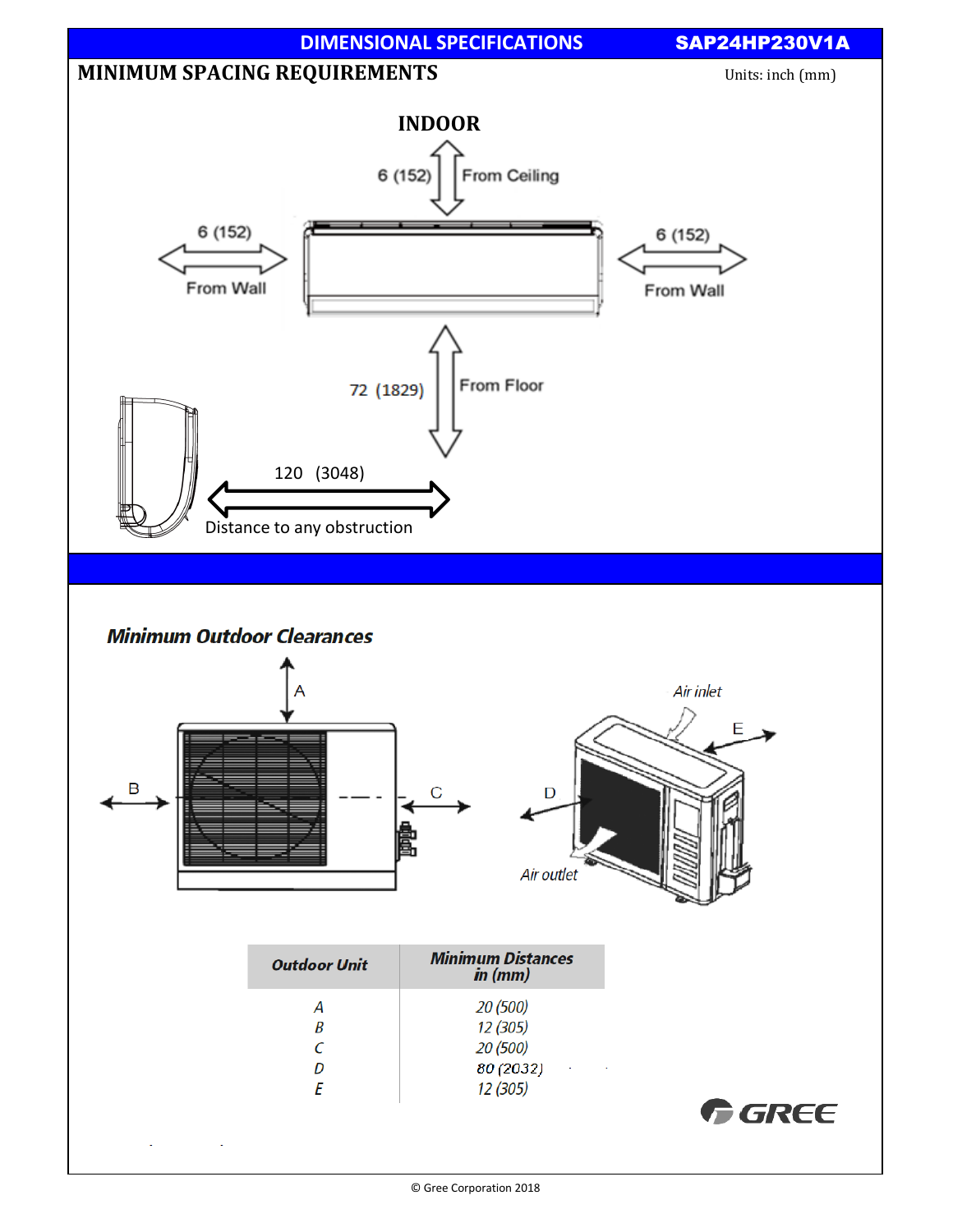DIMENSIONAL SPECIFICATIONS **SAP24HP230V1A**

## MINIMUM SPACING REQUIREMENTS

Units: inch (mm)

### INDOOR

6 (152) From Ceiling

6 (152) From Wall

6 (152) From Wall

72 (1829) From Floor

120 (3048)

Distance to any obstruction

## *Minimum Outdoor Clearances*

A

B

C

D

E

Air inlet

Air outlet

| *Outdoor Unit* | *Minimum Distances in (mm)* |
|---|---|
| *A* | *20 (500)* |
| *B* | *12 (305)* |
| *C* | *20 (500)* |
| *D* | *80 (2032)* |
| *E* | *12 (305)* |

GREE

© Gree Corporation 2018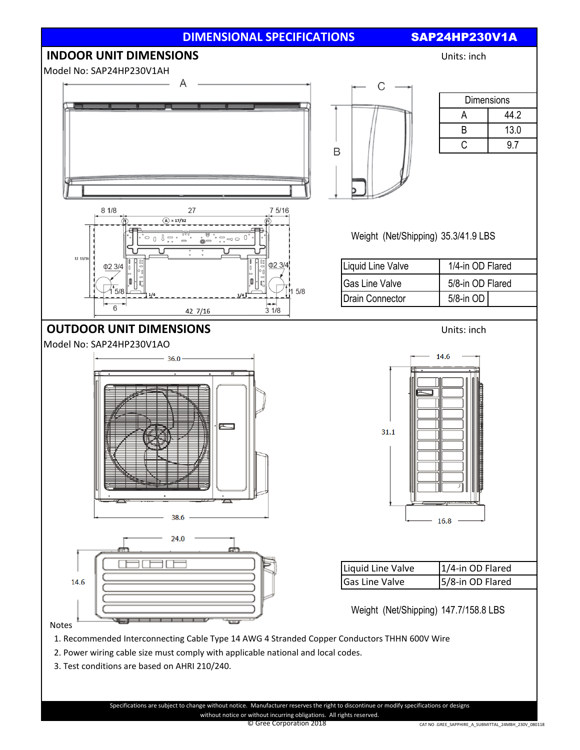## DIMENSIONAL SPECIFICATIONS SAP24HP230V1A

### INDOOR UNIT DIMENSIONS

Units: inch

Model No: SAP24HP230V1AH

A

C

B

| Dimensions | |
|---|---|
| A | 44.2 |
| B | 13.0 |
| C | 9.7 |

8 1/8
27
7 5/16
A = 17/32
12 13/16
Φ2 3/4
Φ2 3/4
1 5/8
1 5/8
1/4
1/4
6
42 7/16
3 1/8

Weight (Net/Shipping) 35.3/41.9 LBS

| | |
|---|---|
| Liquid Line Valve | 1/4-in OD Flared |
| Gas Line Valve | 5/8-in OD Flared |
| Drain Connector | 5/8-in OD |

### OUTDOOR UNIT DIMENSIONS

Units: inch

Model No: SAP24HP230V1AO

36.0
38.6
14.6
31.1
16.8
24.0
14.6

| | |
|---|---|
| Liquid Line Valve | 1/4-in OD Flared |
| Gas Line Valve | 5/8-in OD Flared |

Weight (Net/Shipping) 147.7/158.8 LBS

Notes

1. Recommended Interconnecting Cable Type 14 AWG 4 Stranded Copper Conductors THHN 600V Wire
2. Power wiring cable size must comply with applicable national and local codes.
3. Test conditions are based on AHRI 210/240.

Specifications are subject to change without notice. Manufacturer reserves the right to discontinue or modify specifications or designs without notice or without incurring obligations. All rights reserved.

© Gree Corporation 2018

CAT NO .GREE_SAPPHIRE_A_SUBMITTAL_24MBH_230V_080118